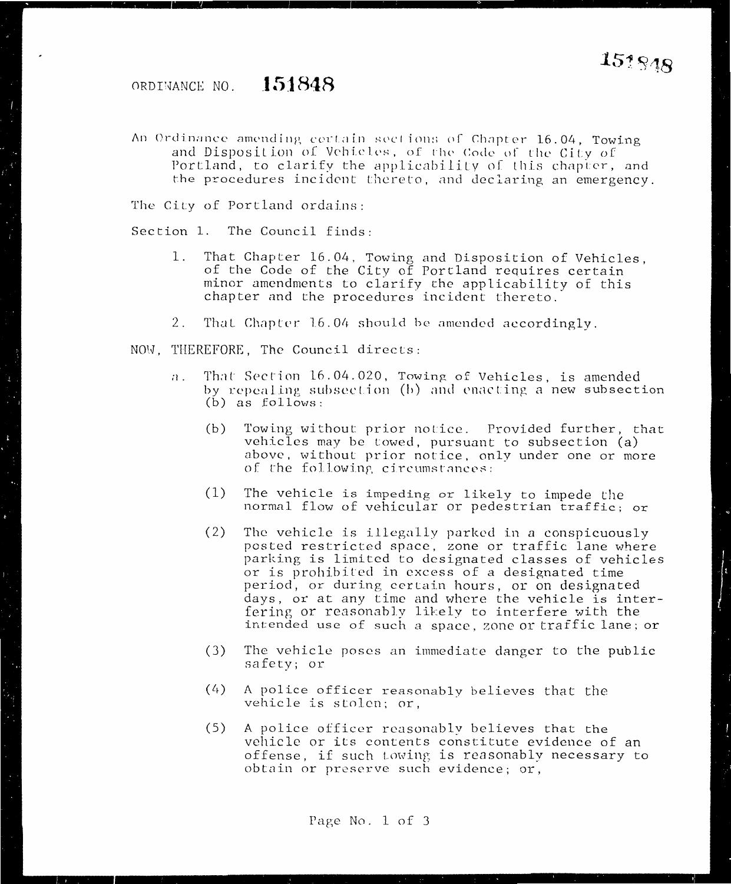# ORDINANCE NO. 151848

An Ordinance amending certain sections of Chapter 16.04, Towing and Disposition of Vehicles, of the Code of the City of Portland, to clarify the applicability of this chapter, and the procedures incident thereto, and declaring an emergency.

The City of Portland ordains:

Section 1. The Council finds:

1. That Chapter 16.04, Towing and Disposition of Vehicles, of the Code of the City of Portland requires certain minor amendments to clarify the applicability of this chapter and the procedures incident thereto.

2. That Chapter 16.04 should be amended accordingly.

NOW, THEREFORE, The Council directs:

a. That Section 16.04.020, Towing of Vehicles, is amended by repealing subsection (b) and enacting a new subsection (b) as follows:

   (b) Towing without prior notice. Provided further, that vehicles may be towed, pursuant to subsection (a) above, without prior notice, only under one or more of the following circumstances:

   (1) The vehicle is impeding or likely to impede the normal flow of vehicular or pedestrian traffic; or

   (2) The vehicle is illegally parked in a conspicuously posted restricted space, zone or traffic lane where parking is limited to designated classes of vehicles or is prohibited in excess of a designated time period, or during certain hours, or on designated days, or at any time and where the vehicle is interfering or reasonably likely to interfere with the intended use of such a space, zone or traffic lane; or

   (3) The vehicle poses an immediate danger to the public safety; or

   (4) A police officer reasonably believes that the vehicle is stolen; or,

   (5) A police officer reasonably believes that the vehicle or its contents constitute evidence of an offense, if such towing is reasonably necessary to obtain or preserve such evidence; or,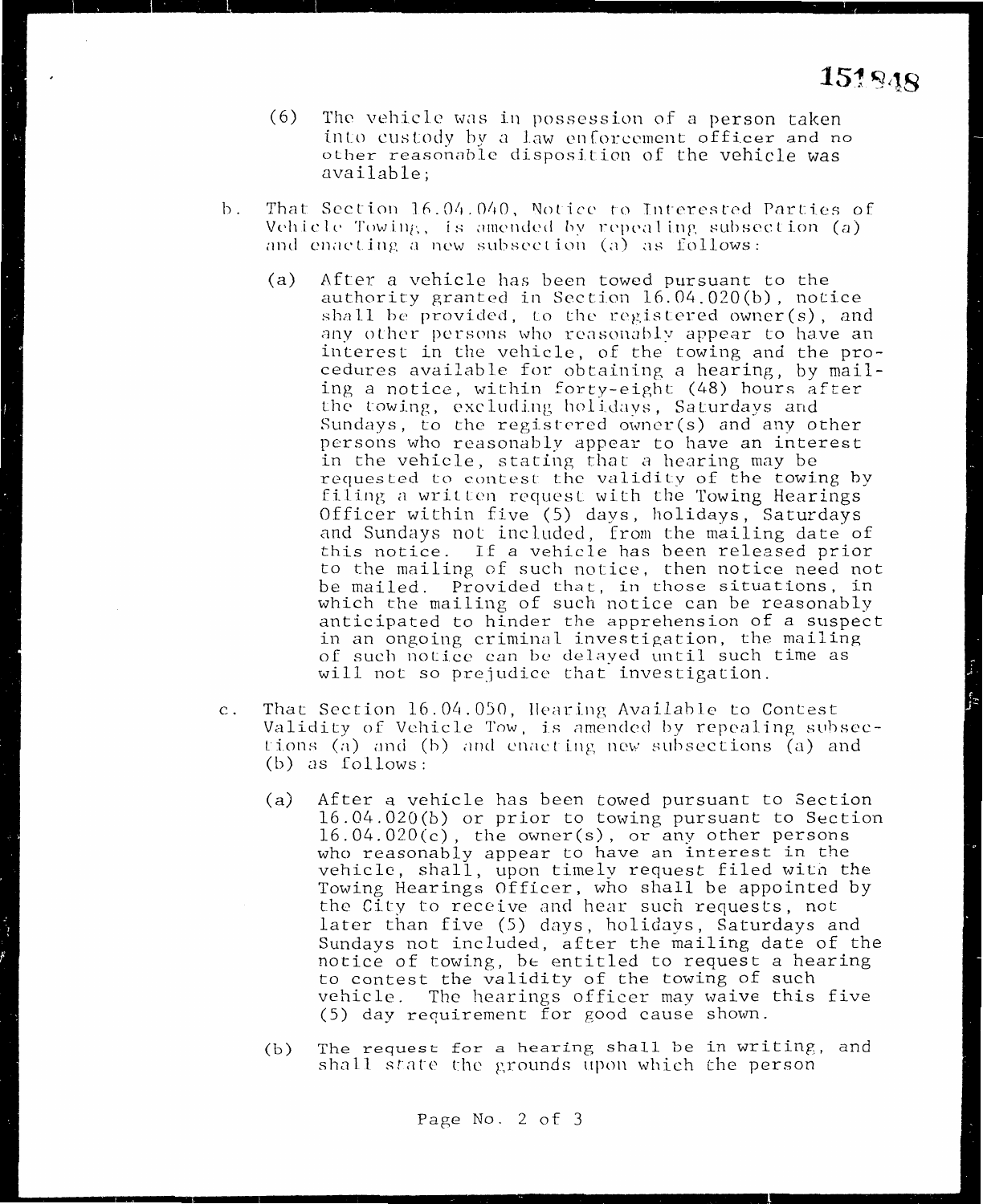151848

(6) The vehicle was in possession of a person taken into custody by a law enforcement officer and no other reasonable disposition of the vehicle was available;

b. That Section 16.04.040, Notice to Interested Parties of Vehicle Towing, is amended by repealing subsection (a) and enacting a new subsection (a) as follows:

   (a) After a vehicle has been towed pursuant to the authority granted in Section 16.04.020(b), notice shall be provided, to the registered owner(s), and any other persons who reasonably appear to have an interest in the vehicle, of the towing and the procedures available for obtaining a hearing, by mailing a notice, within forty-eight (48) hours after the towing, excluding holidays, Saturdays and Sundays, to the registered owner(s) and any other persons who reasonably appear to have an interest in the vehicle, stating that a hearing may be requested to contest the validity of the towing by filing a written request with the Towing Hearings Officer within five (5) days, holidays, Saturdays and Sundays not included, from the mailing date of this notice. If a vehicle has been released prior to the mailing of such notice, then notice need not be mailed. Provided that, in those situations, in which the mailing of such notice can be reasonably anticipated to hinder the apprehension of a suspect in an ongoing criminal investigation, the mailing of such notice can be delayed until such time as will not so prejudice that investigation.

c. That Section 16.04.050, Hearing Available to Contest Validity of Vehicle Tow, is amended by repealing subsections (a) and (b) and enacting new subsections (a) and (b) as follows:

   (a) After a vehicle has been towed pursuant to Section 16.04.020(b) or prior to towing pursuant to Section 16.04.020(c), the owner(s), or any other persons who reasonably appear to have an interest in the vehicle, shall, upon timely request filed with the Towing Hearings Officer, who shall be appointed by the City to receive and hear such requests, not later than five (5) days, holidays, Saturdays and Sundays not included, after the mailing date of the notice of towing, be entitled to request a hearing to contest the validity of the towing of such vehicle. The hearings officer may waive this five (5) day requirement for good cause shown.

   (b) The request for a hearing shall be in writing, and shall state the grounds upon which the person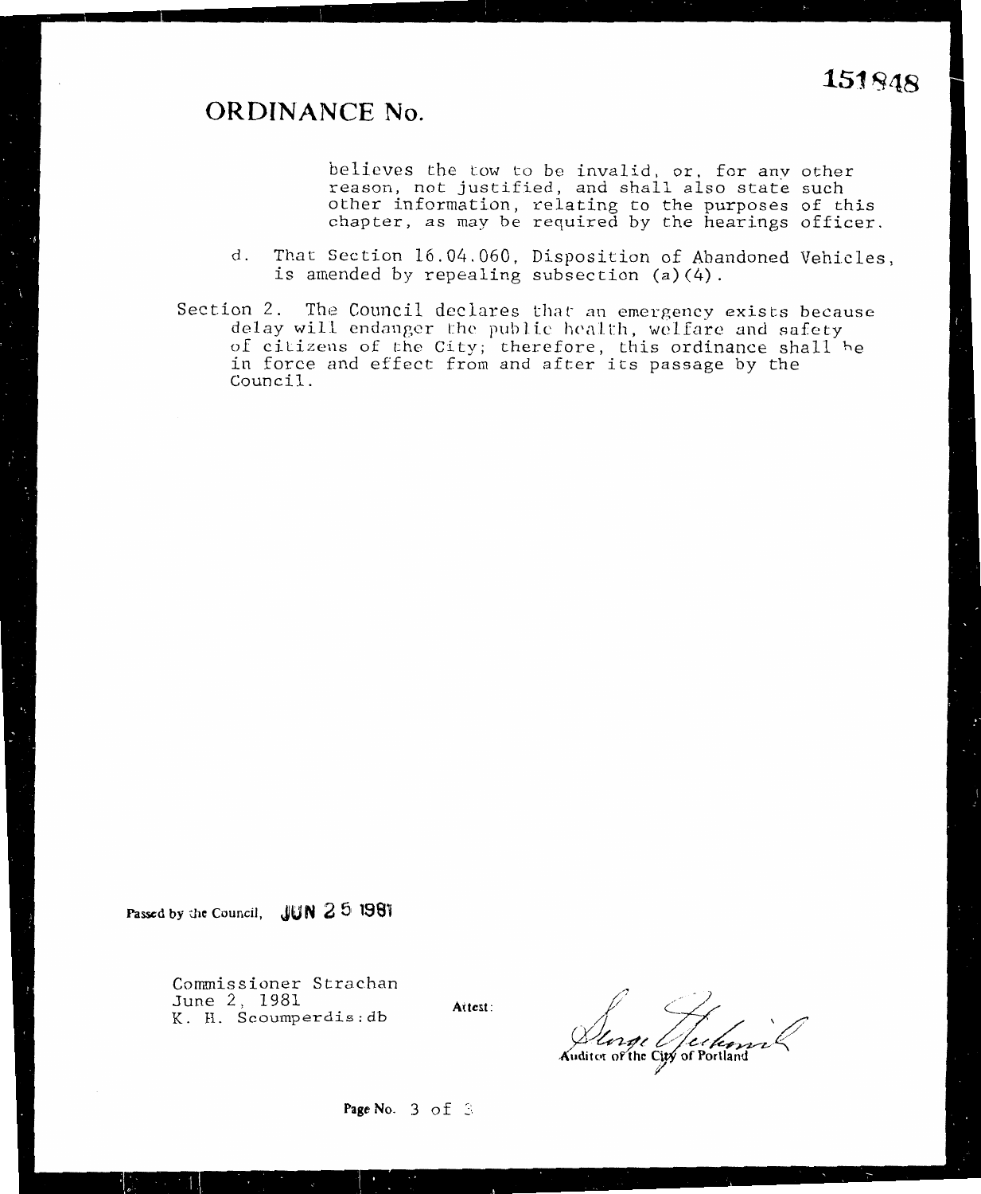151848

# ORDINANCE No.

believes the tow to be invalid, or, for any other reason, not justified, and shall also state such other information, relating to the purposes of this chapter, as may be required by the hearings officer.

d. That Section 16.04.060, Disposition of Abandoned Vehicles, is amended by repealing subsection (a)(4).

Section 2. The Council declares that an emergency exists because delay will endanger the public health, welfare and safety of citizens of the City; therefore, this ordinance shall be in force and effect from and after its passage by the Council.

Passed by the Council, JUN 25 1981

Commissioner Strachan
June 2, 1981
K. H. Scoumperdis:db

Attest:

Auditor of the City of Portland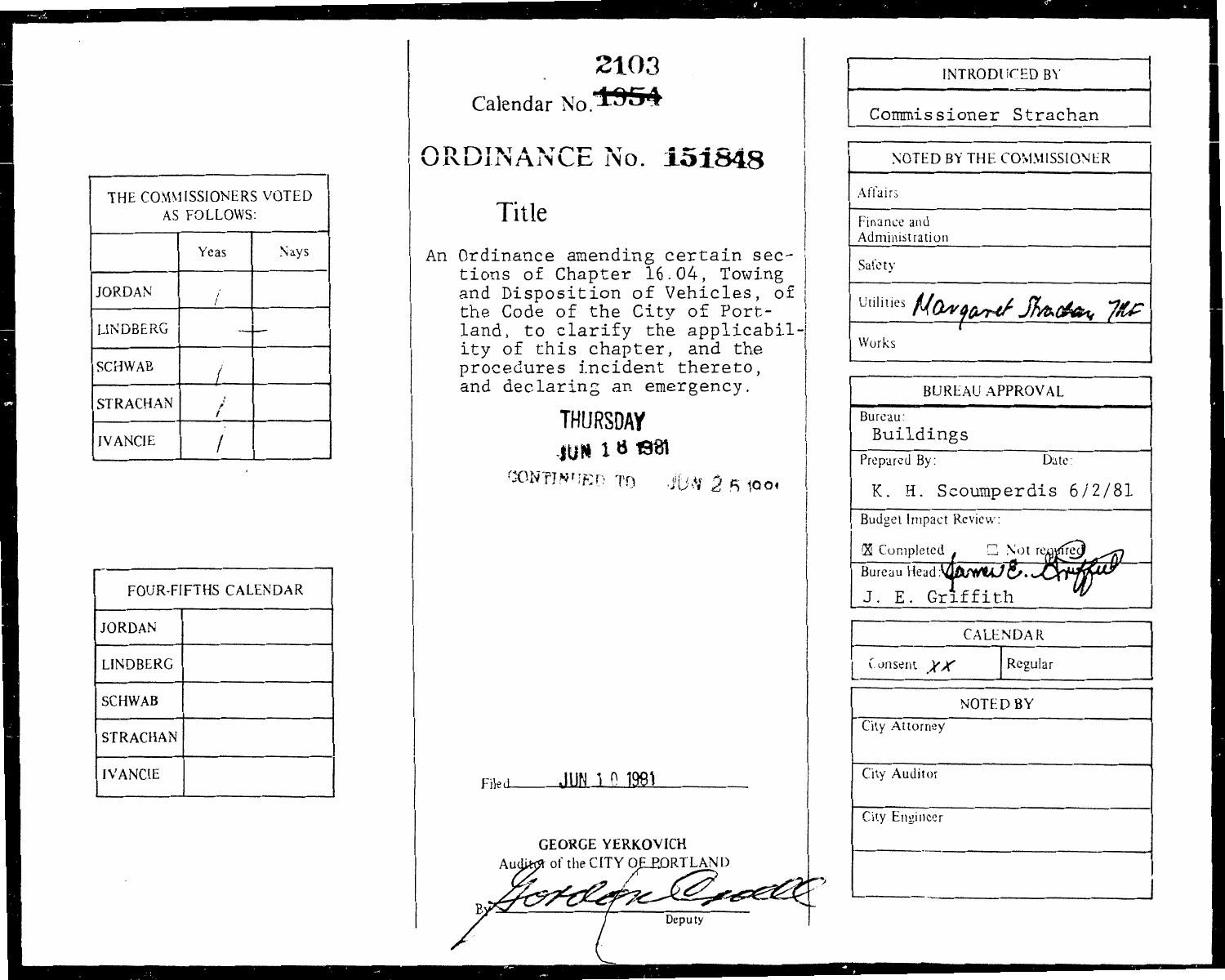| THE COMMISSIONERS VOTED AS FOLLOWS: | Yeas | Nays |
|---|---|---|
| JORDAN | / | |
| LINDBERG | — | |
| SCHWAB | / | |
| STRACHAN | / | |
| IVANCIE | / | |

| FOUR-FIFTHS CALENDAR | |
|---|---|
| JORDAN | |
| LINDBERG | |
| SCHWAB | |
| STRACHAN | |
| IVANCIE | |

Calendar No. 2103 ~~1954~~

# ORDINANCE No. 151848

## Title

An Ordinance amending certain sections of Chapter 16.04, Towing and Disposition of Vehicles, of the Code of the City of Portland, to clarify the applicability of this chapter, and the procedures incident thereto, and declaring an emergency.

THURSDAY
JUN 18 1981

CONTINUED TO JUN 25 1981

Filed JUN 10 1981

GEORGE YERKOVICH
Auditor of the CITY OF PORTLAND

By *Gordon Oxdell*
Deputy

| INTRODUCED BY |
|---|
| Commissioner Strachan |

| NOTED BY THE COMMISSIONER | |
|---|---|
| Affairs | |
| Finance and Administration | |
| Safety | |
| Utilities | *Margaret Strachan MF* |
| Works | |

| BUREAU APPROVAL | |
|---|---|
| Bureau: Buildings | |
| Prepared By: K. H. Scoumperdis | Date: 6/2/81 |
| Budget Impact Review: ☒ Completed ☐ Not required | |
| Bureau Head: *James E. Griffith* J. E. Griffith | |

| CALENDAR | |
|---|---|
| Consent XX | Regular |

| NOTED BY |
|---|
| City Attorney |
| City Auditor |
| City Engineer |
| |